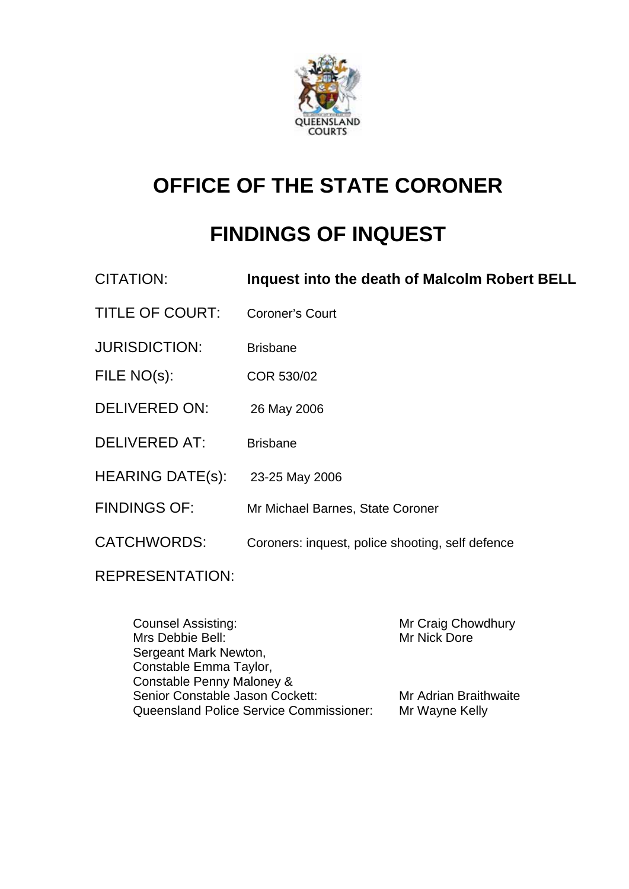QUEENSLAND COURTS

# OFFICE OF THE STATE CORONER

# FINDINGS OF INQUEST

| | |
|---|---|
| CITATION: | **Inquest into the death of Malcolm Robert BELL** |
| TITLE OF COURT: | Coroner's Court |
| JURISDICTION: | Brisbane |
| FILE NO(s): | COR 530/02 |
| DELIVERED ON: | 26 May 2006 |
| DELIVERED AT: | Brisbane |
| HEARING DATE(s): | 23-25 May 2006 |
| FINDINGS OF: | Mr Michael Barnes, State Coroner |
| CATCHWORDS: | Coroners: inquest, police shooting, self defence |

REPRESENTATION:

| | |
|---|---|
| Counsel Assisting: | Mr Craig Chowdhury |
| Mrs Debbie Bell: | Mr Nick Dore |
| Sergeant Mark Newton, Constable Emma Taylor, Constable Penny Maloney & Senior Constable Jason Cockett: | Mr Adrian Braithwaite |
| Queensland Police Service Commissioner: | Mr Wayne Kelly |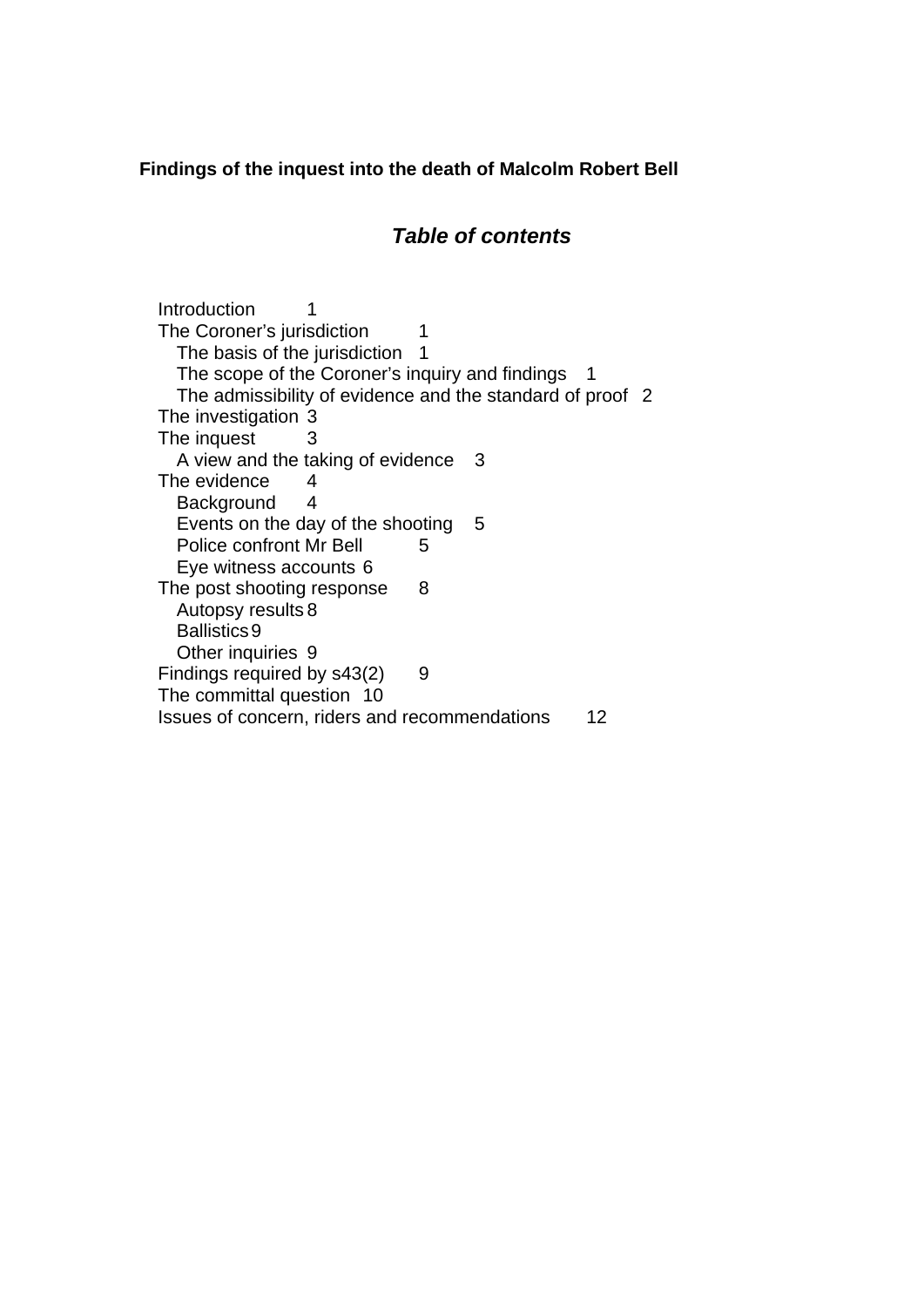**Findings of the inquest into the death of Malcolm Robert Bell**

## *Table of contents*

- Introduction 1
- The Coroner's jurisdiction 1
  - The basis of the jurisdiction 1
  - The scope of the Coroner's inquiry and findings 1
  - The admissibility of evidence and the standard of proof 2
- The investigation 3
- The inquest 3
  - A view and the taking of evidence 3
- The evidence 4
  - Background 4
  - Events on the day of the shooting 5
  - Police confront Mr Bell 5
  - Eye witness accounts 6
- The post shooting response 8
  - Autopsy results 8
  - Ballistics 9
  - Other inquiries 9
- Findings required by s43(2) 9
- The committal question 10
- Issues of concern, riders and recommendations 12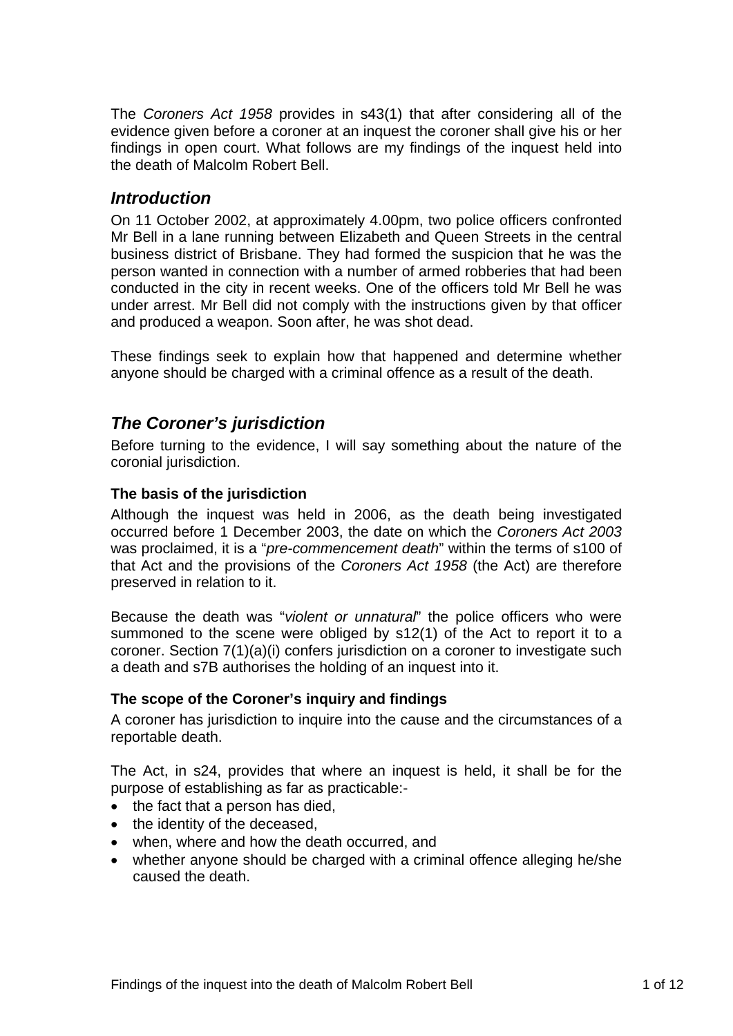The *Coroners Act 1958* provides in s43(1) that after considering all of the evidence given before a coroner at an inquest the coroner shall give his or her findings in open court. What follows are my findings of the inquest held into the death of Malcolm Robert Bell.

## *Introduction*

On 11 October 2002, at approximately 4.00pm, two police officers confronted Mr Bell in a lane running between Elizabeth and Queen Streets in the central business district of Brisbane. They had formed the suspicion that he was the person wanted in connection with a number of armed robberies that had been conducted in the city in recent weeks. One of the officers told Mr Bell he was under arrest. Mr Bell did not comply with the instructions given by that officer and produced a weapon. Soon after, he was shot dead.

These findings seek to explain how that happened and determine whether anyone should be charged with a criminal offence as a result of the death.

## *The Coroner's jurisdiction*

Before turning to the evidence, I will say something about the nature of the coronial jurisdiction.

### The basis of the jurisdiction

Although the inquest was held in 2006, as the death being investigated occurred before 1 December 2003, the date on which the *Coroners Act 2003* was proclaimed, it is a "*pre-commencement death*" within the terms of s100 of that Act and the provisions of the *Coroners Act 1958* (the Act) are therefore preserved in relation to it.

Because the death was "*violent or unnatural*" the police officers who were summoned to the scene were obliged by s12(1) of the Act to report it to a coroner. Section 7(1)(a)(i) confers jurisdiction on a coroner to investigate such a death and s7B authorises the holding of an inquest into it.

### The scope of the Coroner's inquiry and findings

A coroner has jurisdiction to inquire into the cause and the circumstances of a reportable death.

The Act, in s24, provides that where an inquest is held, it shall be for the purpose of establishing as far as practicable:-

- the fact that a person has died,
- the identity of the deceased,
- when, where and how the death occurred, and
- whether anyone should be charged with a criminal offence alleging he/she caused the death.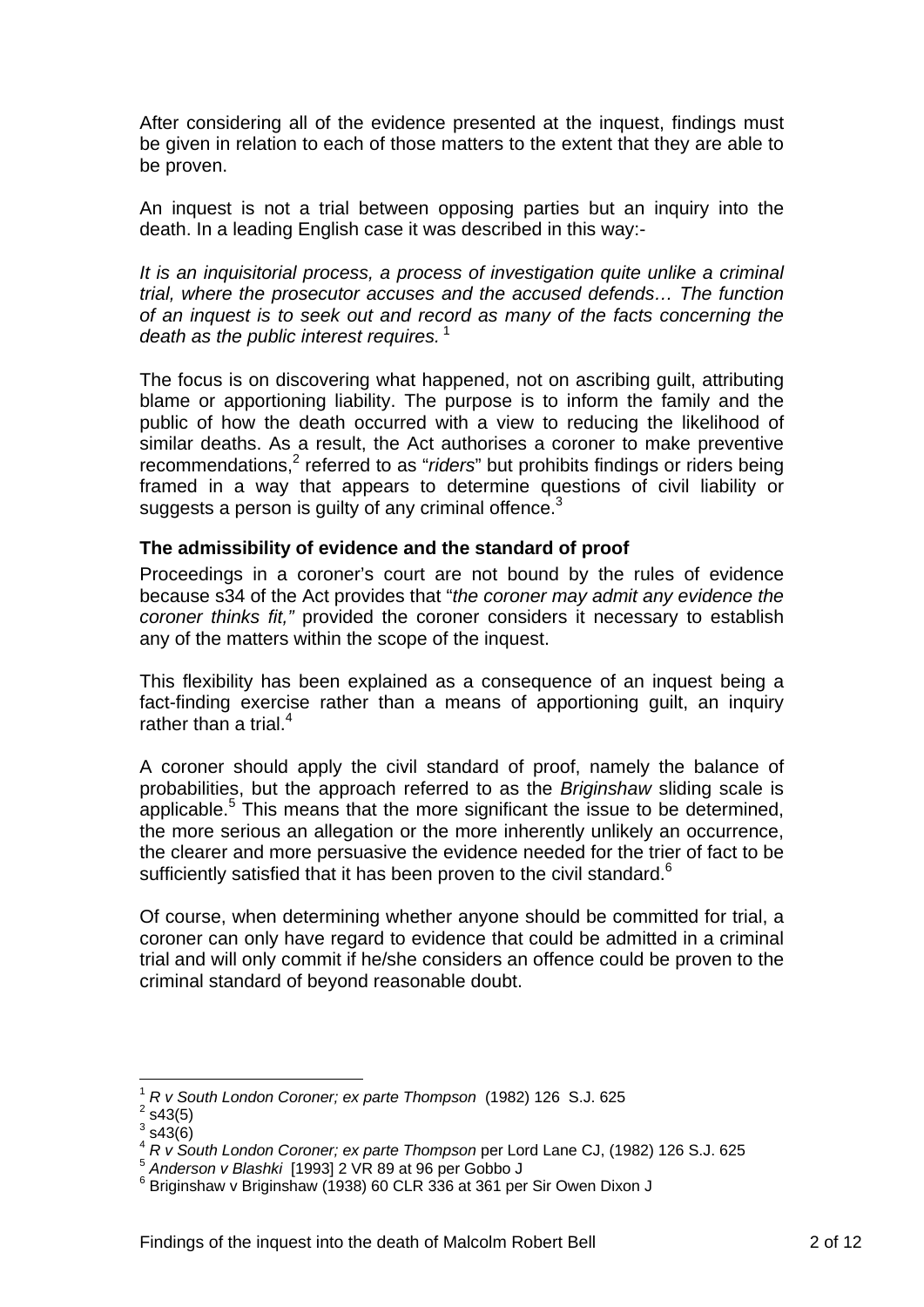After considering all of the evidence presented at the inquest, findings must be given in relation to each of those matters to the extent that they are able to be proven.

An inquest is not a trial between opposing parties but an inquiry into the death. In a leading English case it was described in this way:-

*It is an inquisitorial process, a process of investigation quite unlike a criminal trial, where the prosecutor accuses and the accused defends… The function of an inquest is to seek out and record as many of the facts concerning the death as the public interest requires.* [1]

The focus is on discovering what happened, not on ascribing guilt, attributing blame or apportioning liability. The purpose is to inform the family and the public of how the death occurred with a view to reducing the likelihood of similar deaths. As a result, the Act authorises a coroner to make preventive recommendations,[2] referred to as "*riders*" but prohibits findings or riders being framed in a way that appears to determine questions of civil liability or suggests a person is guilty of any criminal offence.[3]

**The admissibility of evidence and the standard of proof**

Proceedings in a coroner's court are not bound by the rules of evidence because s34 of the Act provides that "*the coroner may admit any evidence the coroner thinks fit,"* provided the coroner considers it necessary to establish any of the matters within the scope of the inquest.

This flexibility has been explained as a consequence of an inquest being a fact-finding exercise rather than a means of apportioning guilt, an inquiry rather than a trial.[4]

A coroner should apply the civil standard of proof, namely the balance of probabilities, but the approach referred to as the *Briginshaw* sliding scale is applicable.[5] This means that the more significant the issue to be determined, the more serious an allegation or the more inherently unlikely an occurrence, the clearer and more persuasive the evidence needed for the trier of fact to be sufficiently satisfied that it has been proven to the civil standard.[6]

Of course, when determining whether anyone should be committed for trial, a coroner can only have regard to evidence that could be admitted in a criminal trial and will only commit if he/she considers an offence could be proven to the criminal standard of beyond reasonable doubt.

---

[1] *R v South London Coroner; ex parte Thompson* (1982) 126 S.J. 625
[2] s43(5)
[3] s43(6)
[4] *R v South London Coroner; ex parte Thompson* per Lord Lane CJ, (1982) 126 S.J. 625
[5] *Anderson v Blashki* [1993] 2 VR 89 at 96 per Gobbo J
[6] Briginshaw v Briginshaw (1938) 60 CLR 336 at 361 per Sir Owen Dixon J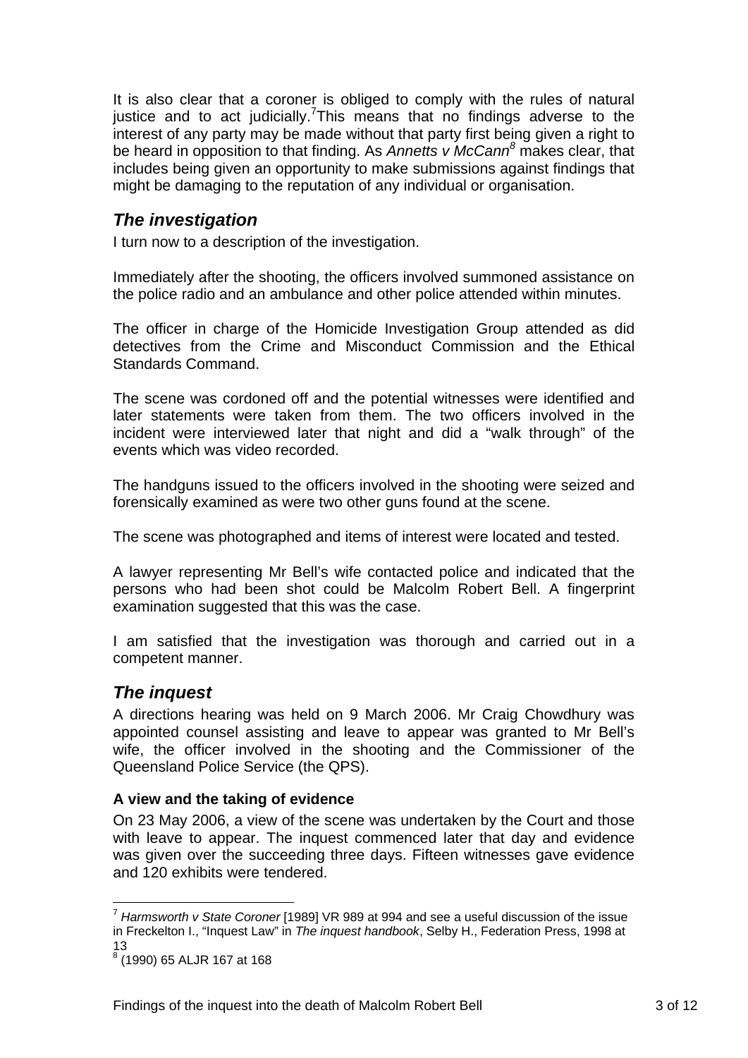It is also clear that a coroner is obliged to comply with the rules of natural justice and to act judicially.[7] This means that no findings adverse to the interest of any party may be made without that party first being given a right to be heard in opposition to that finding. As *Annetts v McCann*[8] makes clear, that includes being given an opportunity to make submissions against findings that might be damaging to the reputation of any individual or organisation.

## *The investigation*

I turn now to a description of the investigation.

Immediately after the shooting, the officers involved summoned assistance on the police radio and an ambulance and other police attended within minutes.

The officer in charge of the Homicide Investigation Group attended as did detectives from the Crime and Misconduct Commission and the Ethical Standards Command.

The scene was cordoned off and the potential witnesses were identified and later statements were taken from them. The two officers involved in the incident were interviewed later that night and did a "walk through" of the events which was video recorded.

The handguns issued to the officers involved in the shooting were seized and forensically examined as were two other guns found at the scene.

The scene was photographed and items of interest were located and tested.

A lawyer representing Mr Bell's wife contacted police and indicated that the persons who had been shot could be Malcolm Robert Bell. A fingerprint examination suggested that this was the case.

I am satisfied that the investigation was thorough and carried out in a competent manner.

## *The inquest*

A directions hearing was held on 9 March 2006. Mr Craig Chowdhury was appointed counsel assisting and leave to appear was granted to Mr Bell's wife, the officer involved in the shooting and the Commissioner of the Queensland Police Service (the QPS).

### **A view and the taking of evidence**

On 23 May 2006, a view of the scene was undertaken by the Court and those with leave to appear. The inquest commenced later that day and evidence was given over the succeeding three days. Fifteen witnesses gave evidence and 120 exhibits were tendered.

---

[7] *Harmsworth v State Coroner* [1989] VR 989 at 994 and see a useful discussion of the issue in Freckelton I., "Inquest Law" in *The inquest handbook*, Selby H., Federation Press, 1998 at 13

[8] (1990) 65 ALJR 167 at 168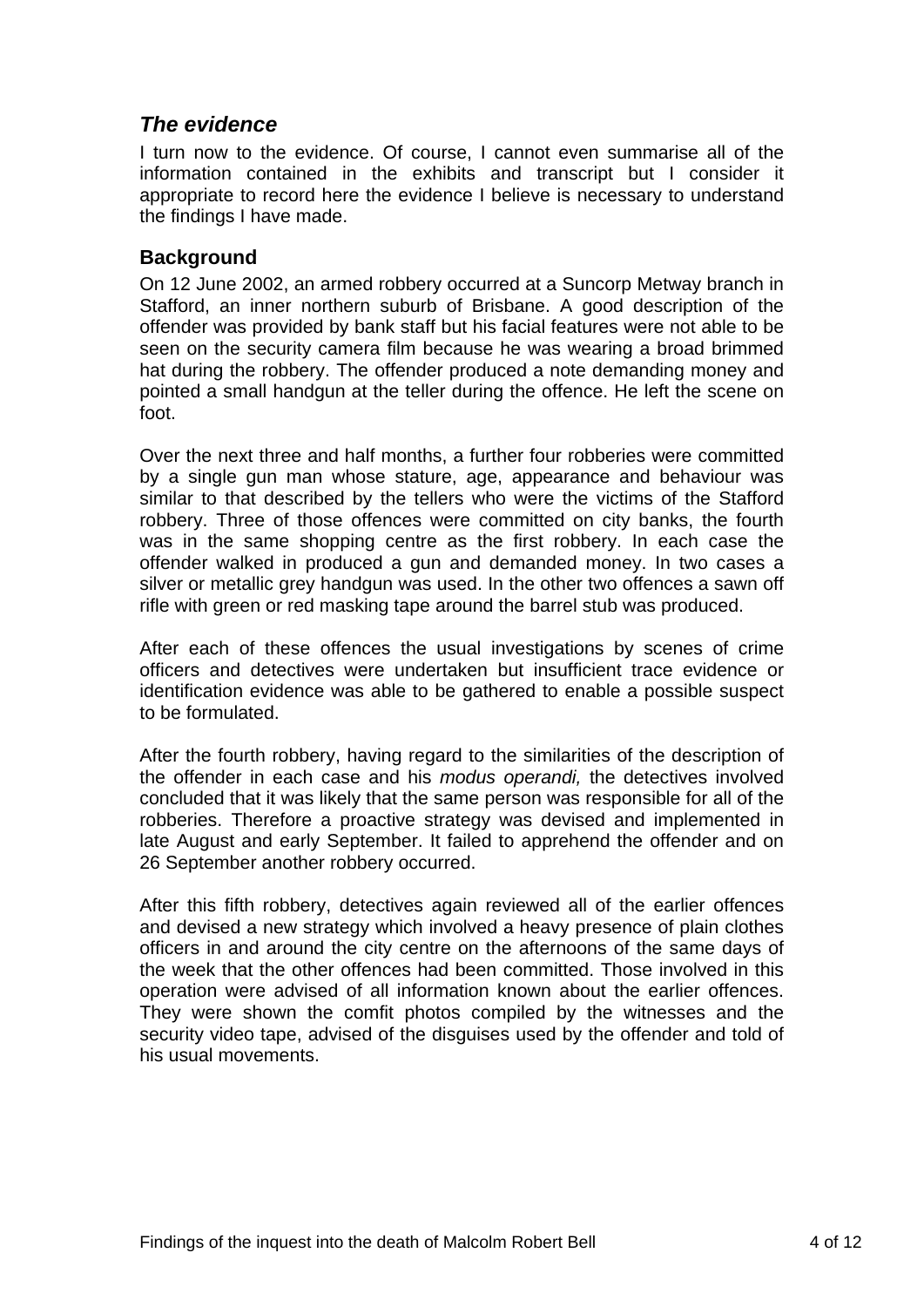## *The evidence*

I turn now to the evidence. Of course, I cannot even summarise all of the information contained in the exhibits and transcript but I consider it appropriate to record here the evidence I believe is necessary to understand the findings I have made.

### Background

On 12 June 2002, an armed robbery occurred at a Suncorp Metway branch in Stafford, an inner northern suburb of Brisbane. A good description of the offender was provided by bank staff but his facial features were not able to be seen on the security camera film because he was wearing a broad brimmed hat during the robbery. The offender produced a note demanding money and pointed a small handgun at the teller during the offence. He left the scene on foot.

Over the next three and half months, a further four robberies were committed by a single gun man whose stature, age, appearance and behaviour was similar to that described by the tellers who were the victims of the Stafford robbery. Three of those offences were committed on city banks, the fourth was in the same shopping centre as the first robbery. In each case the offender walked in produced a gun and demanded money. In two cases a silver or metallic grey handgun was used. In the other two offences a sawn off rifle with green or red masking tape around the barrel stub was produced.

After each of these offences the usual investigations by scenes of crime officers and detectives were undertaken but insufficient trace evidence or identification evidence was able to be gathered to enable a possible suspect to be formulated.

After the fourth robbery, having regard to the similarities of the description of the offender in each case and his *modus operandi,* the detectives involved concluded that it was likely that the same person was responsible for all of the robberies. Therefore a proactive strategy was devised and implemented in late August and early September. It failed to apprehend the offender and on 26 September another robbery occurred.

After this fifth robbery, detectives again reviewed all of the earlier offences and devised a new strategy which involved a heavy presence of plain clothes officers in and around the city centre on the afternoons of the same days of the week that the other offences had been committed. Those involved in this operation were advised of all information known about the earlier offences. They were shown the comfit photos compiled by the witnesses and the security video tape, advised of the disguises used by the offender and told of his usual movements.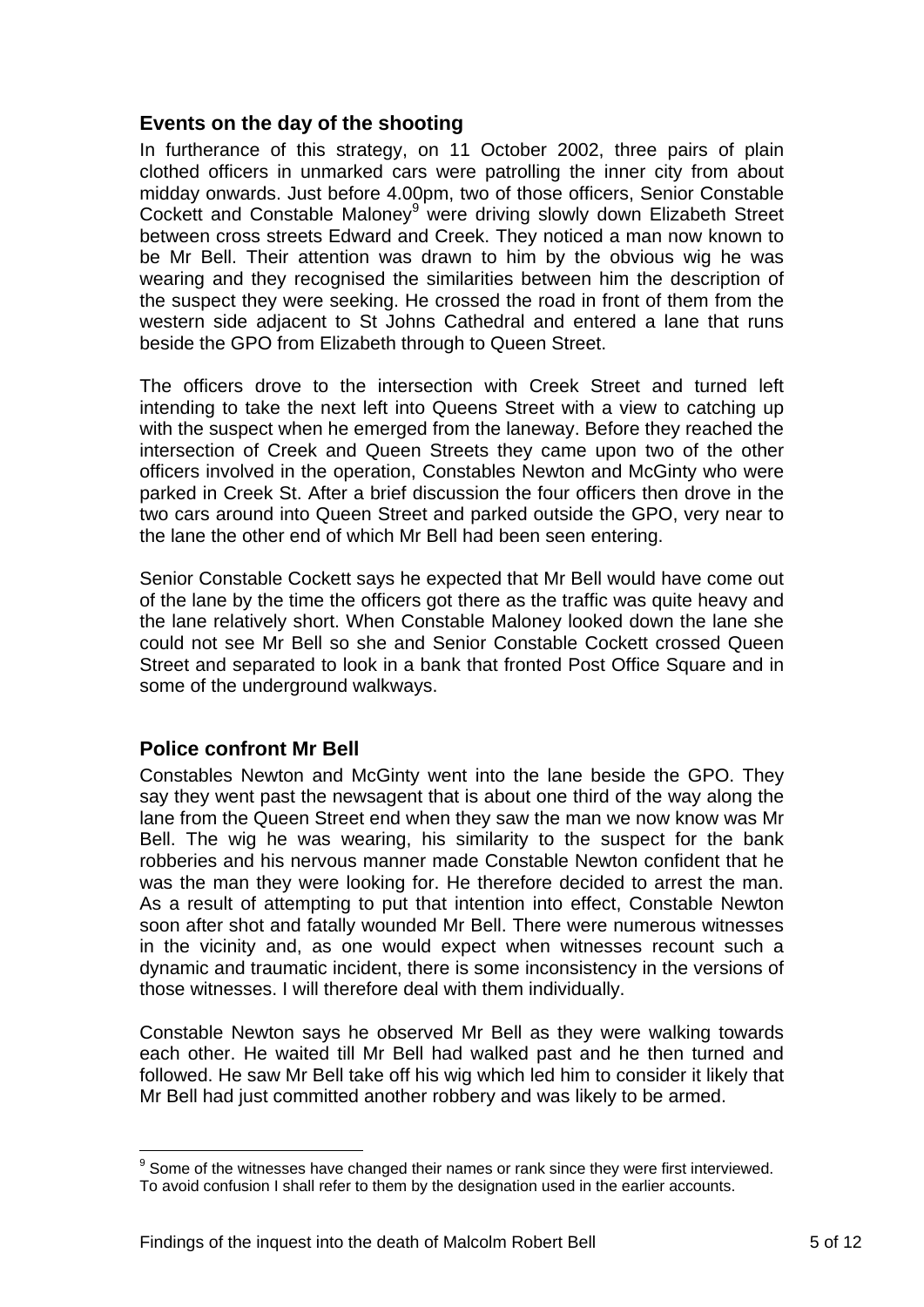## Events on the day of the shooting

In furtherance of this strategy, on 11 October 2002, three pairs of plain clothed officers in unmarked cars were patrolling the inner city from about midday onwards. Just before 4.00pm, two of those officers, Senior Constable Cockett and Constable Maloney[9] were driving slowly down Elizabeth Street between cross streets Edward and Creek. They noticed a man now known to be Mr Bell. Their attention was drawn to him by the obvious wig he was wearing and they recognised the similarities between him the description of the suspect they were seeking. He crossed the road in front of them from the western side adjacent to St Johns Cathedral and entered a lane that runs beside the GPO from Elizabeth through to Queen Street.

The officers drove to the intersection with Creek Street and turned left intending to take the next left into Queens Street with a view to catching up with the suspect when he emerged from the laneway. Before they reached the intersection of Creek and Queen Streets they came upon two of the other officers involved in the operation, Constables Newton and McGinty who were parked in Creek St. After a brief discussion the four officers then drove in the two cars around into Queen Street and parked outside the GPO, very near to the lane the other end of which Mr Bell had been seen entering.

Senior Constable Cockett says he expected that Mr Bell would have come out of the lane by the time the officers got there as the traffic was quite heavy and the lane relatively short. When Constable Maloney looked down the lane she could not see Mr Bell so she and Senior Constable Cockett crossed Queen Street and separated to look in a bank that fronted Post Office Square and in some of the underground walkways.

## Police confront Mr Bell

Constables Newton and McGinty went into the lane beside the GPO. They say they went past the newsagent that is about one third of the way along the lane from the Queen Street end when they saw the man we now know was Mr Bell. The wig he was wearing, his similarity to the suspect for the bank robberies and his nervous manner made Constable Newton confident that he was the man they were looking for. He therefore decided to arrest the man. As a result of attempting to put that intention into effect, Constable Newton soon after shot and fatally wounded Mr Bell. There were numerous witnesses in the vicinity and, as one would expect when witnesses recount such a dynamic and traumatic incident, there is some inconsistency in the versions of those witnesses. I will therefore deal with them individually.

Constable Newton says he observed Mr Bell as they were walking towards each other. He waited till Mr Bell had walked past and he then turned and followed. He saw Mr Bell take off his wig which led him to consider it likely that Mr Bell had just committed another robbery and was likely to be armed.

---

[9] Some of the witnesses have changed their names or rank since they were first interviewed. To avoid confusion I shall refer to them by the designation used in the earlier accounts.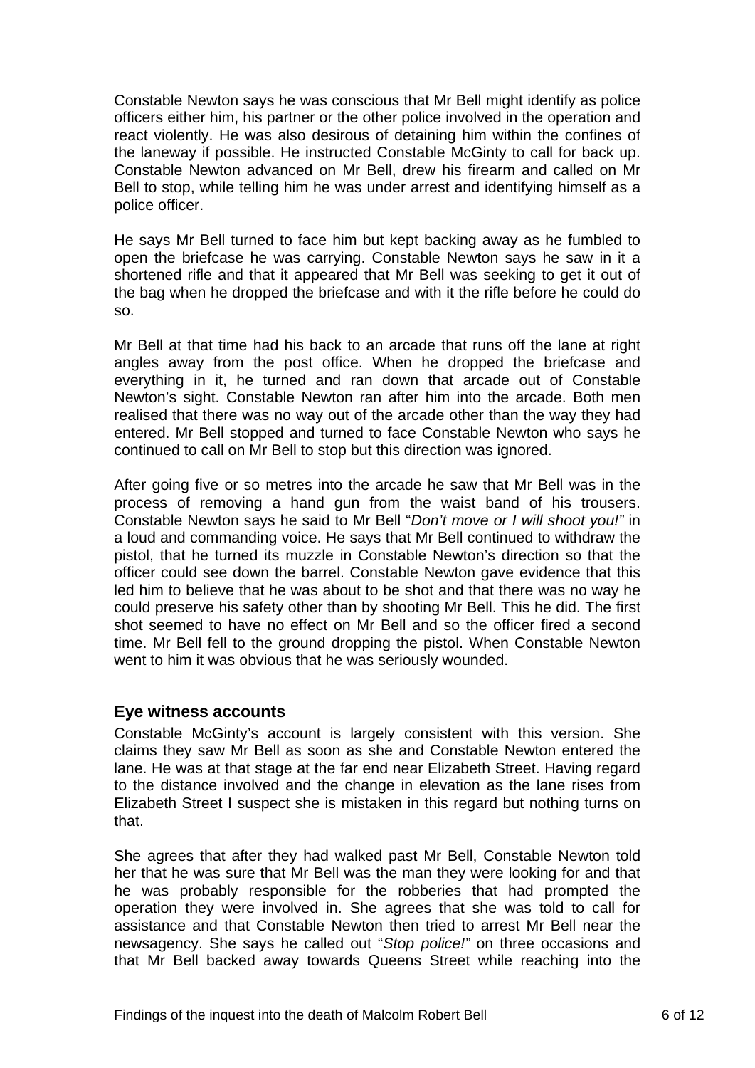Constable Newton says he was conscious that Mr Bell might identify as police officers either him, his partner or the other police involved in the operation and react violently. He was also desirous of detaining him within the confines of the laneway if possible. He instructed Constable McGinty to call for back up. Constable Newton advanced on Mr Bell, drew his firearm and called on Mr Bell to stop, while telling him he was under arrest and identifying himself as a police officer.

He says Mr Bell turned to face him but kept backing away as he fumbled to open the briefcase he was carrying. Constable Newton says he saw in it a shortened rifle and that it appeared that Mr Bell was seeking to get it out of the bag when he dropped the briefcase and with it the rifle before he could do so.

Mr Bell at that time had his back to an arcade that runs off the lane at right angles away from the post office. When he dropped the briefcase and everything in it, he turned and ran down that arcade out of Constable Newton's sight. Constable Newton ran after him into the arcade. Both men realised that there was no way out of the arcade other than the way they had entered. Mr Bell stopped and turned to face Constable Newton who says he continued to call on Mr Bell to stop but this direction was ignored.

After going five or so metres into the arcade he saw that Mr Bell was in the process of removing a hand gun from the waist band of his trousers. Constable Newton says he said to Mr Bell "*Don't move or I will shoot you!"* in a loud and commanding voice. He says that Mr Bell continued to withdraw the pistol, that he turned its muzzle in Constable Newton's direction so that the officer could see down the barrel. Constable Newton gave evidence that this led him to believe that he was about to be shot and that there was no way he could preserve his safety other than by shooting Mr Bell. This he did. The first shot seemed to have no effect on Mr Bell and so the officer fired a second time. Mr Bell fell to the ground dropping the pistol. When Constable Newton went to him it was obvious that he was seriously wounded.

## Eye witness accounts

Constable McGinty's account is largely consistent with this version. She claims they saw Mr Bell as soon as she and Constable Newton entered the lane. He was at that stage at the far end near Elizabeth Street. Having regard to the distance involved and the change in elevation as the lane rises from Elizabeth Street I suspect she is mistaken in this regard but nothing turns on that.

She agrees that after they had walked past Mr Bell, Constable Newton told her that he was sure that Mr Bell was the man they were looking for and that he was probably responsible for the robberies that had prompted the operation they were involved in. She agrees that she was told to call for assistance and that Constable Newton then tried to arrest Mr Bell near the newsagency. She says he called out "*Stop police!"* on three occasions and that Mr Bell backed away towards Queens Street while reaching into the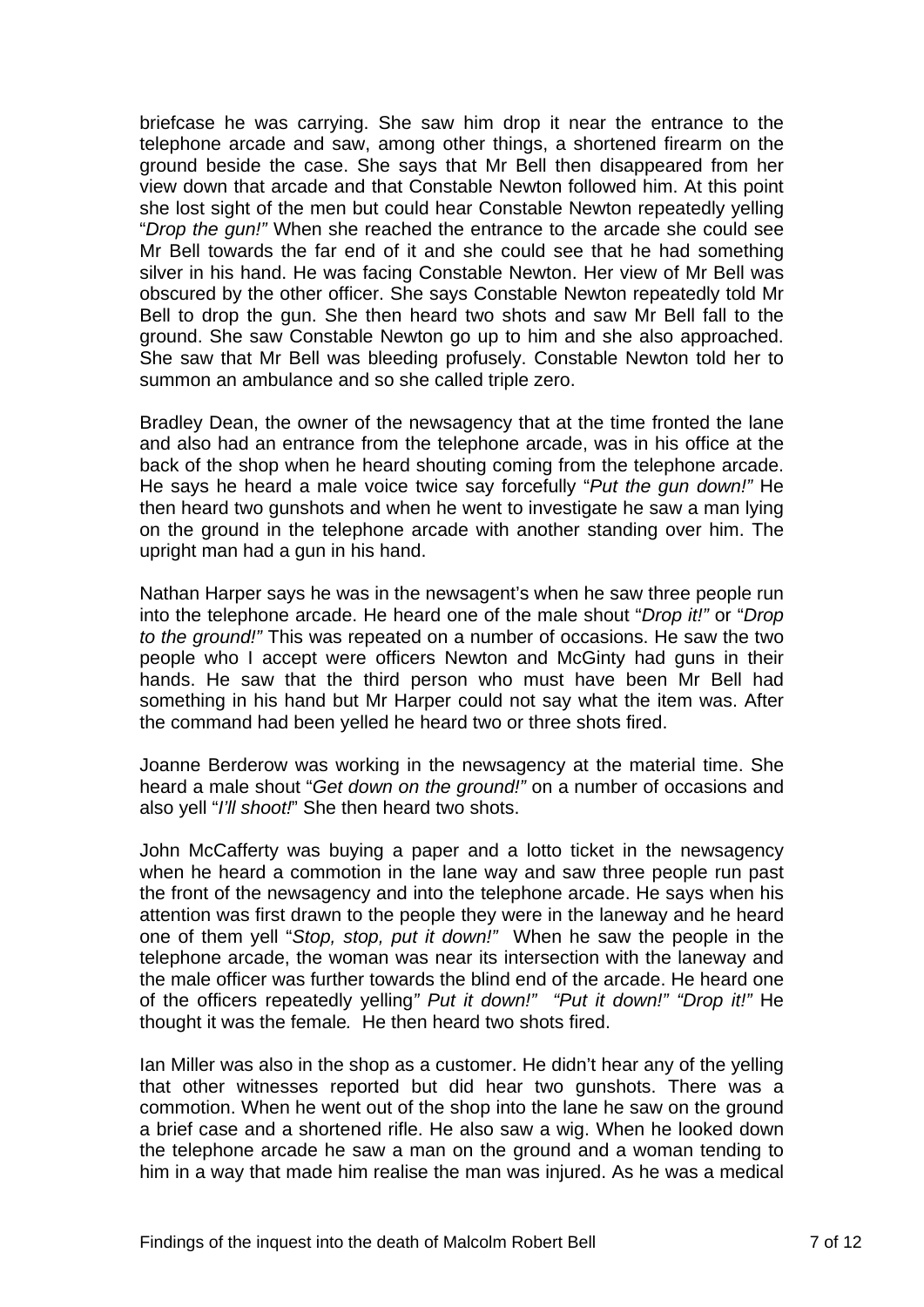briefcase he was carrying. She saw him drop it near the entrance to the telephone arcade and saw, among other things, a shortened firearm on the ground beside the case. She says that Mr Bell then disappeared from her view down that arcade and that Constable Newton followed him. At this point she lost sight of the men but could hear Constable Newton repeatedly yelling "*Drop the gun!"* When she reached the entrance to the arcade she could see Mr Bell towards the far end of it and she could see that he had something silver in his hand. He was facing Constable Newton. Her view of Mr Bell was obscured by the other officer. She says Constable Newton repeatedly told Mr Bell to drop the gun. She then heard two shots and saw Mr Bell fall to the ground. She saw Constable Newton go up to him and she also approached. She saw that Mr Bell was bleeding profusely. Constable Newton told her to summon an ambulance and so she called triple zero.

Bradley Dean, the owner of the newsagency that at the time fronted the lane and also had an entrance from the telephone arcade, was in his office at the back of the shop when he heard shouting coming from the telephone arcade. He says he heard a male voice twice say forcefully "*Put the gun down!"* He then heard two gunshots and when he went to investigate he saw a man lying on the ground in the telephone arcade with another standing over him. The upright man had a gun in his hand.

Nathan Harper says he was in the newsagent's when he saw three people run into the telephone arcade. He heard one of the male shout "*Drop it!"* or "*Drop to the ground!"* This was repeated on a number of occasions. He saw the two people who I accept were officers Newton and McGinty had guns in their hands. He saw that the third person who must have been Mr Bell had something in his hand but Mr Harper could not say what the item was. After the command had been yelled he heard two or three shots fired.

Joanne Berderow was working in the newsagency at the material time. She heard a male shout "*Get down on the ground!"* on a number of occasions and also yell "*I'll shoot!*" She then heard two shots.

John McCafferty was buying a paper and a lotto ticket in the newsagency when he heard a commotion in the lane way and saw three people run past the front of the newsagency and into the telephone arcade. He says when his attention was first drawn to the people they were in the laneway and he heard one of them yell "*Stop, stop, put it down!"* When he saw the people in the telephone arcade, the woman was near its intersection with the laneway and the male officer was further towards the blind end of the arcade. He heard one of the officers repeatedly yelling*" Put it down!" "Put it down!" "Drop it!"* He thought it was the female*.* He then heard two shots fired.

Ian Miller was also in the shop as a customer. He didn't hear any of the yelling that other witnesses reported but did hear two gunshots. There was a commotion. When he went out of the shop into the lane he saw on the ground a brief case and a shortened rifle. He also saw a wig. When he looked down the telephone arcade he saw a man on the ground and a woman tending to him in a way that made him realise the man was injured. As he was a medical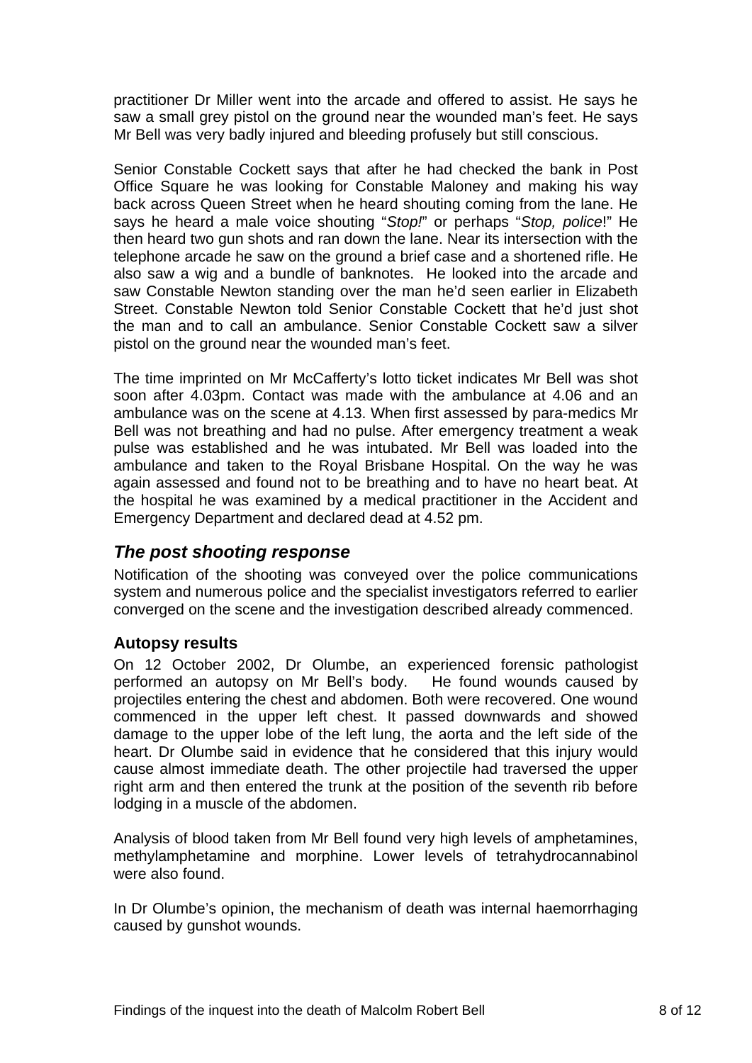practitioner Dr Miller went into the arcade and offered to assist. He says he saw a small grey pistol on the ground near the wounded man's feet. He says Mr Bell was very badly injured and bleeding profusely but still conscious.

Senior Constable Cockett says that after he had checked the bank in Post Office Square he was looking for Constable Maloney and making his way back across Queen Street when he heard shouting coming from the lane. He says he heard a male voice shouting "*Stop!*" or perhaps "*Stop, police*!" He then heard two gun shots and ran down the lane. Near its intersection with the telephone arcade he saw on the ground a brief case and a shortened rifle. He also saw a wig and a bundle of banknotes. He looked into the arcade and saw Constable Newton standing over the man he'd seen earlier in Elizabeth Street. Constable Newton told Senior Constable Cockett that he'd just shot the man and to call an ambulance. Senior Constable Cockett saw a silver pistol on the ground near the wounded man's feet.

The time imprinted on Mr McCafferty's lotto ticket indicates Mr Bell was shot soon after 4.03pm. Contact was made with the ambulance at 4.06 and an ambulance was on the scene at 4.13. When first assessed by para-medics Mr Bell was not breathing and had no pulse. After emergency treatment a weak pulse was established and he was intubated. Mr Bell was loaded into the ambulance and taken to the Royal Brisbane Hospital. On the way he was again assessed and found not to be breathing and to have no heart beat. At the hospital he was examined by a medical practitioner in the Accident and Emergency Department and declared dead at 4.52 pm.

## *The post shooting response*

Notification of the shooting was conveyed over the police communications system and numerous police and the specialist investigators referred to earlier converged on the scene and the investigation described already commenced.

### Autopsy results

On 12 October 2002, Dr Olumbe, an experienced forensic pathologist performed an autopsy on Mr Bell's body. He found wounds caused by projectiles entering the chest and abdomen. Both were recovered. One wound commenced in the upper left chest. It passed downwards and showed damage to the upper lobe of the left lung, the aorta and the left side of the heart. Dr Olumbe said in evidence that he considered that this injury would cause almost immediate death. The other projectile had traversed the upper right arm and then entered the trunk at the position of the seventh rib before lodging in a muscle of the abdomen.

Analysis of blood taken from Mr Bell found very high levels of amphetamines, methylamphetamine and morphine. Lower levels of tetrahydrocannabinol were also found.

In Dr Olumbe's opinion, the mechanism of death was internal haemorrhaging caused by gunshot wounds.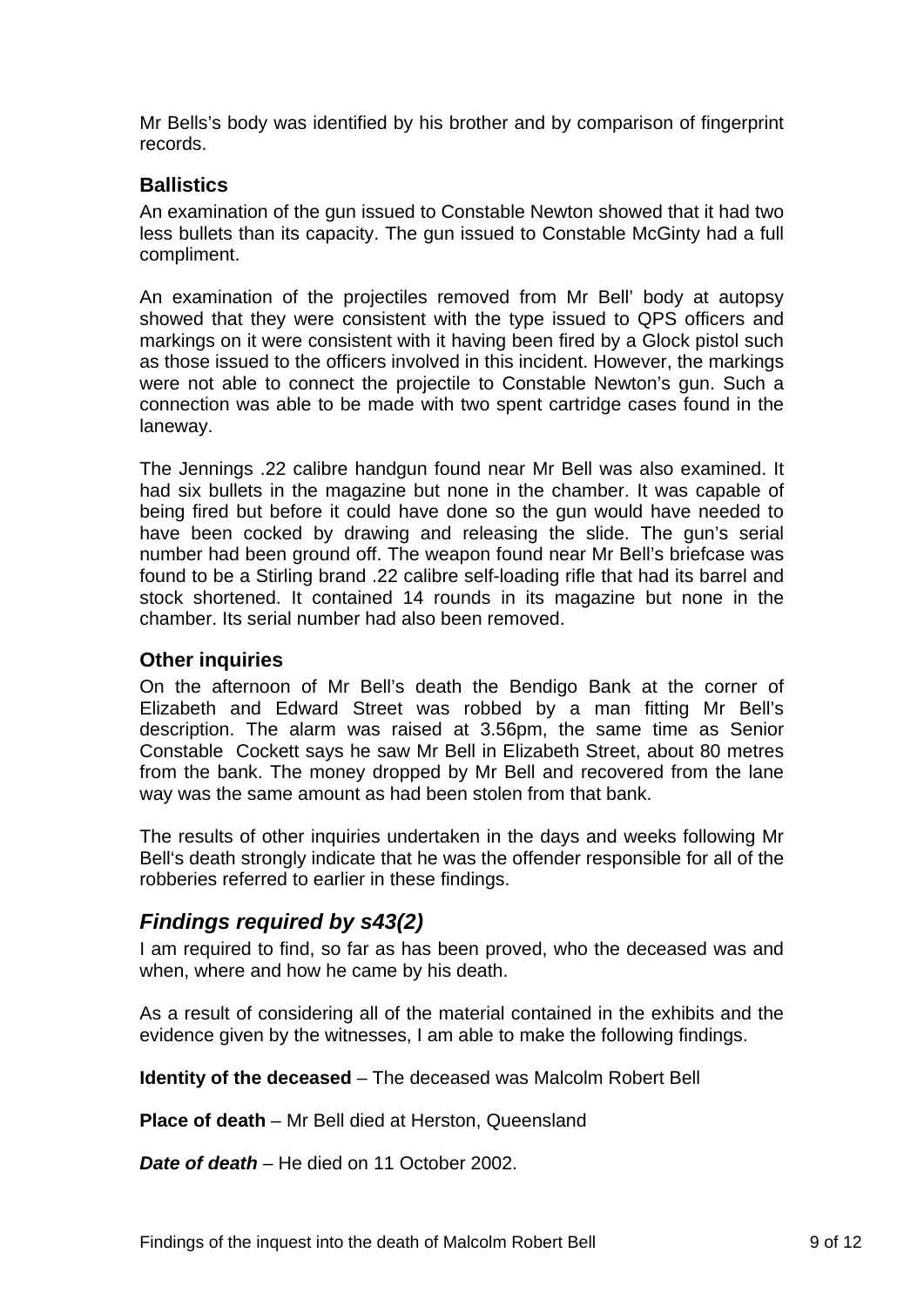Mr Bells's body was identified by his brother and by comparison of fingerprint records.

### Ballistics

An examination of the gun issued to Constable Newton showed that it had two less bullets than its capacity. The gun issued to Constable McGinty had a full compliment.

An examination of the projectiles removed from Mr Bell' body at autopsy showed that they were consistent with the type issued to QPS officers and markings on it were consistent with it having been fired by a Glock pistol such as those issued to the officers involved in this incident. However, the markings were not able to connect the projectile to Constable Newton's gun. Such a connection was able to be made with two spent cartridge cases found in the laneway.

The Jennings .22 calibre handgun found near Mr Bell was also examined. It had six bullets in the magazine but none in the chamber. It was capable of being fired but before it could have done so the gun would have needed to have been cocked by drawing and releasing the slide. The gun's serial number had been ground off. The weapon found near Mr Bell's briefcase was found to be a Stirling brand .22 calibre self-loading rifle that had its barrel and stock shortened. It contained 14 rounds in its magazine but none in the chamber. Its serial number had also been removed.

### Other inquiries

On the afternoon of Mr Bell's death the Bendigo Bank at the corner of Elizabeth and Edward Street was robbed by a man fitting Mr Bell's description. The alarm was raised at 3.56pm, the same time as Senior Constable Cockett says he saw Mr Bell in Elizabeth Street, about 80 metres from the bank. The money dropped by Mr Bell and recovered from the lane way was the same amount as had been stolen from that bank.

The results of other inquiries undertaken in the days and weeks following Mr Bell's death strongly indicate that he was the offender responsible for all of the robberies referred to earlier in these findings.

## *Findings required by s43(2)*

I am required to find, so far as has been proved, who the deceased was and when, where and how he came by his death.

As a result of considering all of the material contained in the exhibits and the evidence given by the witnesses, I am able to make the following findings.

**Identity of the deceased** – The deceased was Malcolm Robert Bell

**Place of death** – Mr Bell died at Herston, Queensland

***Date of death*** – He died on 11 October 2002.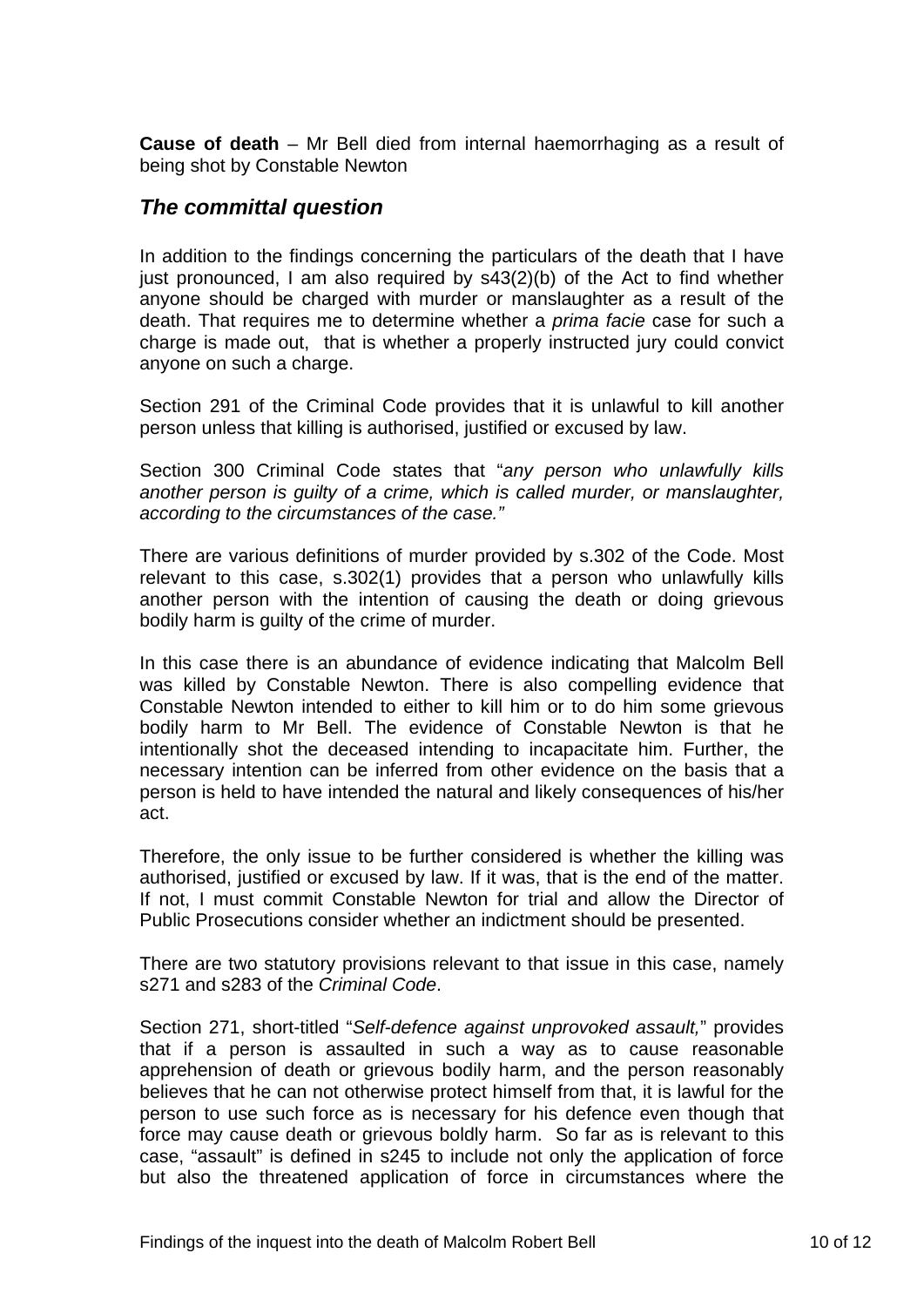**Cause of death** – Mr Bell died from internal haemorrhaging as a result of being shot by Constable Newton

## *The committal question*

In addition to the findings concerning the particulars of the death that I have just pronounced, I am also required by s43(2)(b) of the Act to find whether anyone should be charged with murder or manslaughter as a result of the death. That requires me to determine whether a *prima facie* case for such a charge is made out, that is whether a properly instructed jury could convict anyone on such a charge.

Section 291 of the Criminal Code provides that it is unlawful to kill another person unless that killing is authorised, justified or excused by law.

Section 300 Criminal Code states that "*any person who unlawfully kills another person is guilty of a crime, which is called murder, or manslaughter, according to the circumstances of the case."*

There are various definitions of murder provided by s.302 of the Code. Most relevant to this case, s.302(1) provides that a person who unlawfully kills another person with the intention of causing the death or doing grievous bodily harm is guilty of the crime of murder.

In this case there is an abundance of evidence indicating that Malcolm Bell was killed by Constable Newton. There is also compelling evidence that Constable Newton intended to either to kill him or to do him some grievous bodily harm to Mr Bell. The evidence of Constable Newton is that he intentionally shot the deceased intending to incapacitate him. Further, the necessary intention can be inferred from other evidence on the basis that a person is held to have intended the natural and likely consequences of his/her act.

Therefore, the only issue to be further considered is whether the killing was authorised, justified or excused by law. If it was, that is the end of the matter. If not, I must commit Constable Newton for trial and allow the Director of Public Prosecutions consider whether an indictment should be presented.

There are two statutory provisions relevant to that issue in this case, namely s271 and s283 of the *Criminal Code*.

Section 271, short-titled "*Self-defence against unprovoked assault,*" provides that if a person is assaulted in such a way as to cause reasonable apprehension of death or grievous bodily harm, and the person reasonably believes that he can not otherwise protect himself from that, it is lawful for the person to use such force as is necessary for his defence even though that force may cause death or grievous boldly harm. So far as is relevant to this case, "assault" is defined in s245 to include not only the application of force but also the threatened application of force in circumstances where the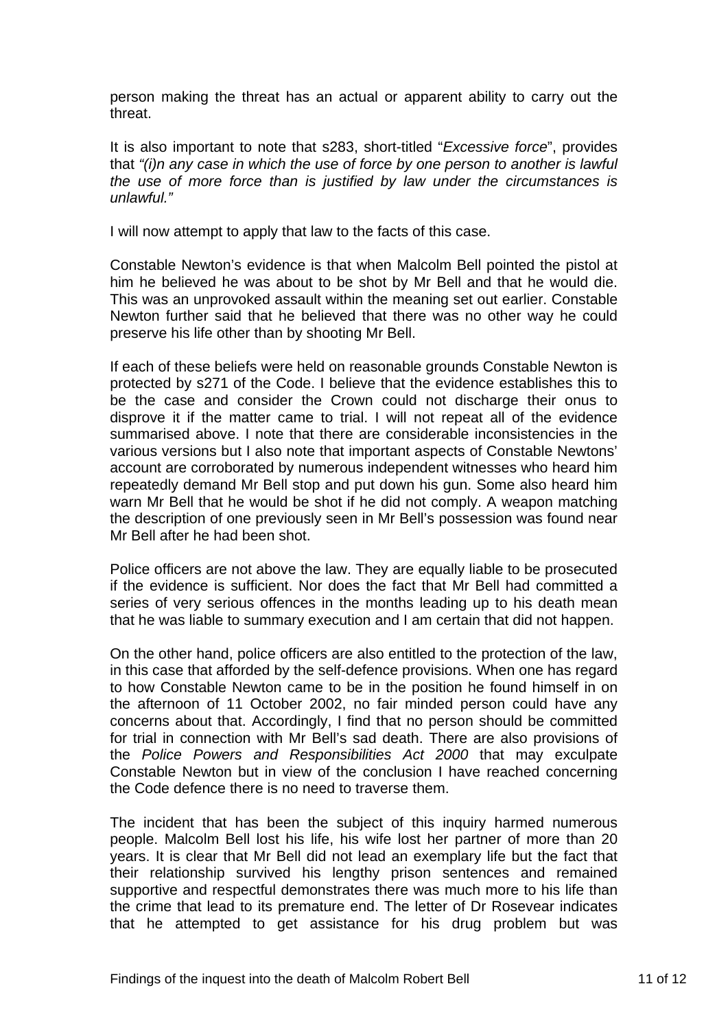person making the threat has an actual or apparent ability to carry out the threat.

It is also important to note that s283, short-titled "*Excessive force*", provides that *"(i)n any case in which the use of force by one person to another is lawful the use of more force than is justified by law under the circumstances is unlawful."*

I will now attempt to apply that law to the facts of this case.

Constable Newton's evidence is that when Malcolm Bell pointed the pistol at him he believed he was about to be shot by Mr Bell and that he would die. This was an unprovoked assault within the meaning set out earlier. Constable Newton further said that he believed that there was no other way he could preserve his life other than by shooting Mr Bell.

If each of these beliefs were held on reasonable grounds Constable Newton is protected by s271 of the Code. I believe that the evidence establishes this to be the case and consider the Crown could not discharge their onus to disprove it if the matter came to trial. I will not repeat all of the evidence summarised above. I note that there are considerable inconsistencies in the various versions but I also note that important aspects of Constable Newtons' account are corroborated by numerous independent witnesses who heard him repeatedly demand Mr Bell stop and put down his gun. Some also heard him warn Mr Bell that he would be shot if he did not comply. A weapon matching the description of one previously seen in Mr Bell's possession was found near Mr Bell after he had been shot.

Police officers are not above the law. They are equally liable to be prosecuted if the evidence is sufficient. Nor does the fact that Mr Bell had committed a series of very serious offences in the months leading up to his death mean that he was liable to summary execution and I am certain that did not happen.

On the other hand, police officers are also entitled to the protection of the law, in this case that afforded by the self-defence provisions. When one has regard to how Constable Newton came to be in the position he found himself in on the afternoon of 11 October 2002, no fair minded person could have any concerns about that. Accordingly, I find that no person should be committed for trial in connection with Mr Bell's sad death. There are also provisions of the *Police Powers and Responsibilities Act 2000* that may exculpate Constable Newton but in view of the conclusion I have reached concerning the Code defence there is no need to traverse them.

The incident that has been the subject of this inquiry harmed numerous people. Malcolm Bell lost his life, his wife lost her partner of more than 20 years. It is clear that Mr Bell did not lead an exemplary life but the fact that their relationship survived his lengthy prison sentences and remained supportive and respectful demonstrates there was much more to his life than the crime that lead to its premature end. The letter of Dr Rosevear indicates that he attempted to get assistance for his drug problem but was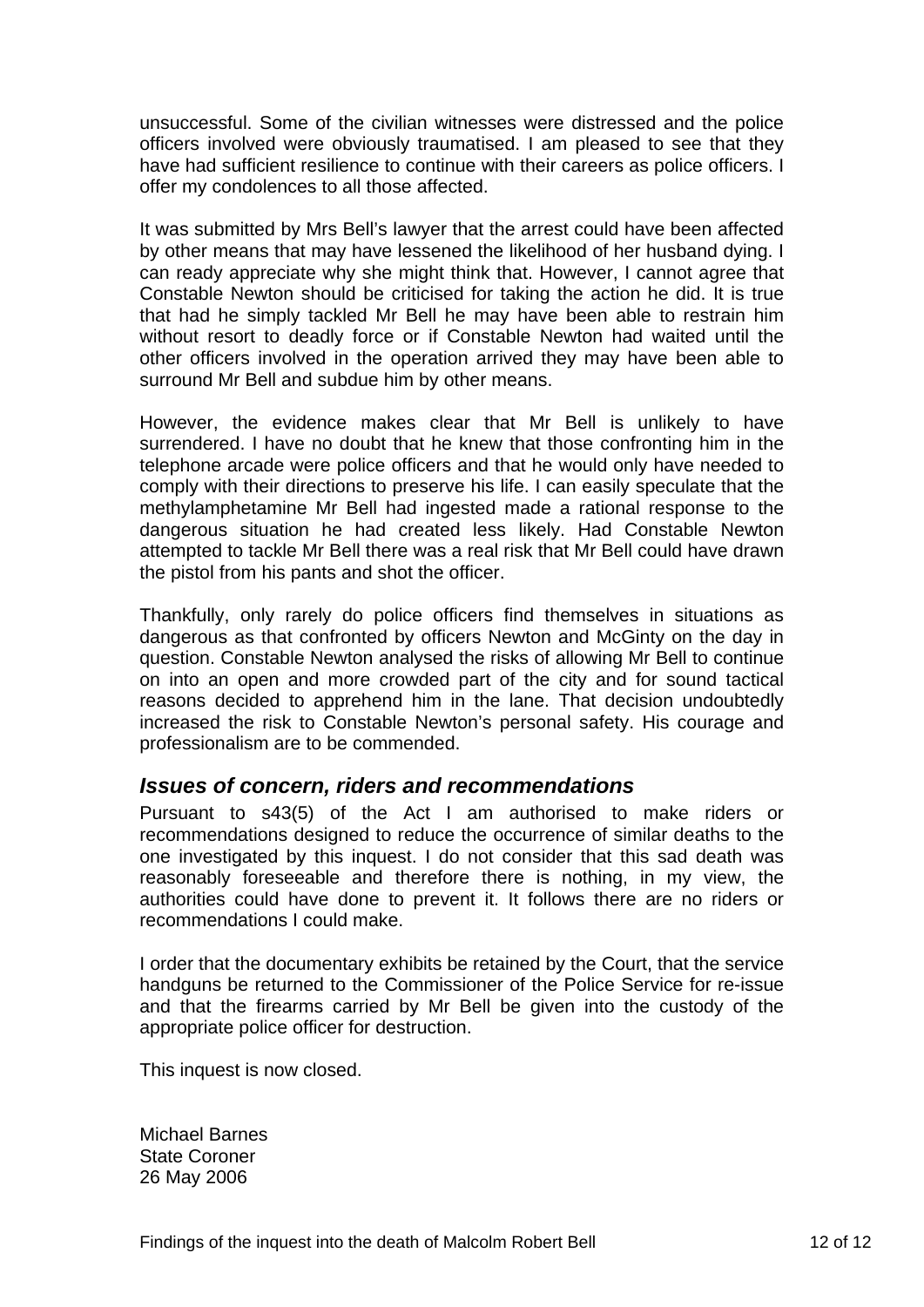unsuccessful. Some of the civilian witnesses were distressed and the police officers involved were obviously traumatised. I am pleased to see that they have had sufficient resilience to continue with their careers as police officers. I offer my condolences to all those affected.

It was submitted by Mrs Bell's lawyer that the arrest could have been affected by other means that may have lessened the likelihood of her husband dying. I can ready appreciate why she might think that. However, I cannot agree that Constable Newton should be criticised for taking the action he did. It is true that had he simply tackled Mr Bell he may have been able to restrain him without resort to deadly force or if Constable Newton had waited until the other officers involved in the operation arrived they may have been able to surround Mr Bell and subdue him by other means.

However, the evidence makes clear that Mr Bell is unlikely to have surrendered. I have no doubt that he knew that those confronting him in the telephone arcade were police officers and that he would only have needed to comply with their directions to preserve his life. I can easily speculate that the methylamphetamine Mr Bell had ingested made a rational response to the dangerous situation he had created less likely. Had Constable Newton attempted to tackle Mr Bell there was a real risk that Mr Bell could have drawn the pistol from his pants and shot the officer.

Thankfully, only rarely do police officers find themselves in situations as dangerous as that confronted by officers Newton and McGinty on the day in question. Constable Newton analysed the risks of allowing Mr Bell to continue on into an open and more crowded part of the city and for sound tactical reasons decided to apprehend him in the lane. That decision undoubtedly increased the risk to Constable Newton's personal safety. His courage and professionalism are to be commended.

## *Issues of concern, riders and recommendations*

Pursuant to s43(5) of the Act I am authorised to make riders or recommendations designed to reduce the occurrence of similar deaths to the one investigated by this inquest. I do not consider that this sad death was reasonably foreseeable and therefore there is nothing, in my view, the authorities could have done to prevent it. It follows there are no riders or recommendations I could make.

I order that the documentary exhibits be retained by the Court, that the service handguns be returned to the Commissioner of the Police Service for re-issue and that the firearms carried by Mr Bell be given into the custody of the appropriate police officer for destruction.

This inquest is now closed.

Michael Barnes
State Coroner
26 May 2006